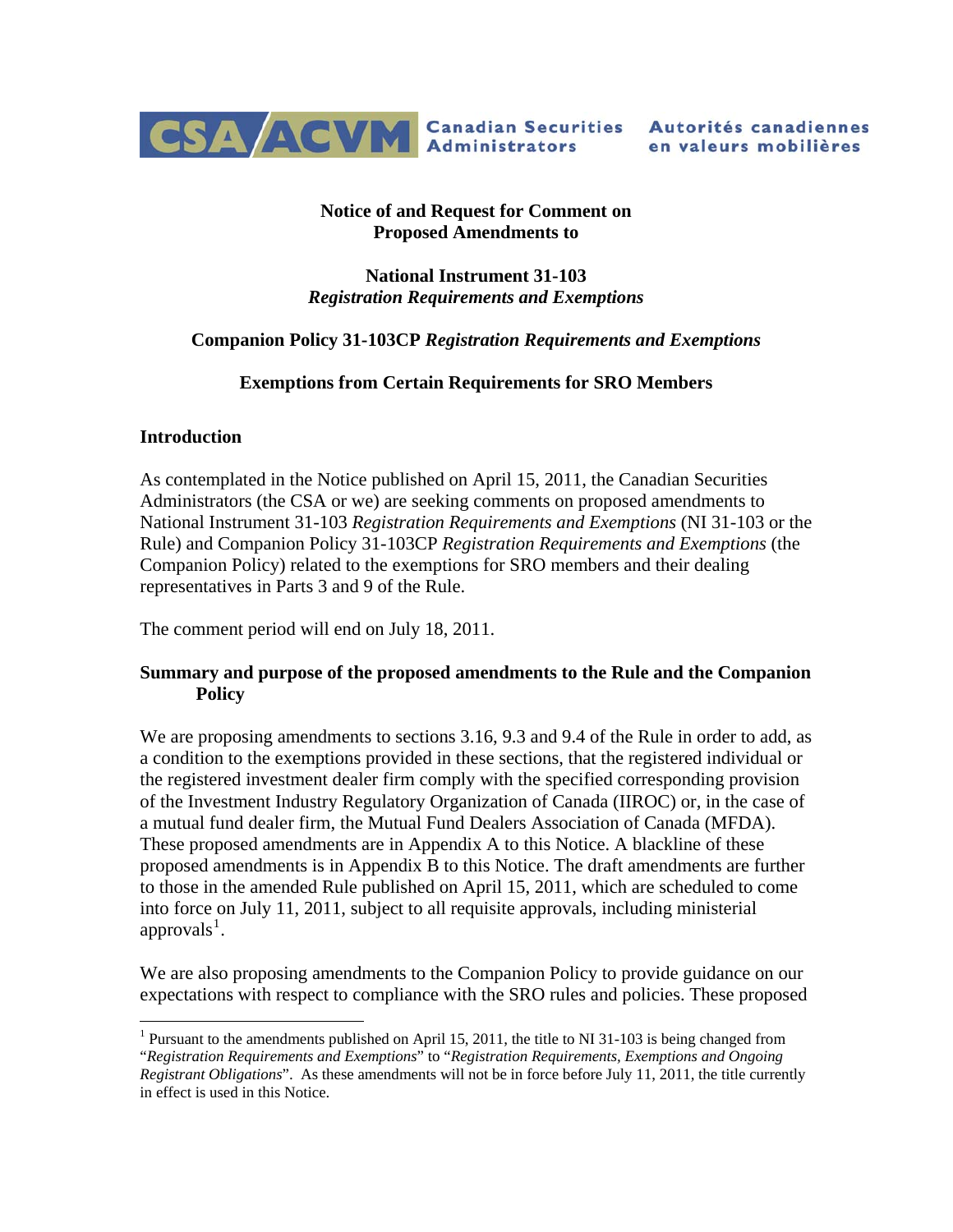CSA ACVM Canadian Securities Administrators Autorités canadiennes en valeurs mobilières

**Notice of and Request for Comment on Proposed Amendments to**

**National Instrument 31-103 *Registration Requirements and Exemptions***

**Companion Policy 31-103CP *Registration Requirements and Exemptions***

**Exemptions from Certain Requirements for SRO Members**

## Introduction

As contemplated in the Notice published on April 15, 2011, the Canadian Securities Administrators (the CSA or we) are seeking comments on proposed amendments to National Instrument 31-103 *Registration Requirements and Exemptions* (NI 31-103 or the Rule) and Companion Policy 31-103CP *Registration Requirements and Exemptions* (the Companion Policy) related to the exemptions for SRO members and their dealing representatives in Parts 3 and 9 of the Rule.

The comment period will end on July 18, 2011.

## Summary and purpose of the proposed amendments to the Rule and the Companion Policy

We are proposing amendments to sections 3.16, 9.3 and 9.4 of the Rule in order to add, as a condition to the exemptions provided in these sections, that the registered individual or the registered investment dealer firm comply with the specified corresponding provision of the Investment Industry Regulatory Organization of Canada (IIROC) or, in the case of a mutual fund dealer firm, the Mutual Fund Dealers Association of Canada (MFDA). These proposed amendments are in Appendix A to this Notice. A blackline of these proposed amendments is in Appendix B to this Notice. The draft amendments are further to those in the amended Rule published on April 15, 2011, which are scheduled to come into force on July 11, 2011, subject to all requisite approvals, including ministerial approvals[1].

We are also proposing amendments to the Companion Policy to provide guidance on our expectations with respect to compliance with the SRO rules and policies. These proposed

[1] Pursuant to the amendments published on April 15, 2011, the title to NI 31-103 is being changed from "*Registration Requirements and Exemptions*" to "*Registration Requirements, Exemptions and Ongoing Registrant Obligations*". As these amendments will not be in force before July 11, 2011, the title currently in effect is used in this Notice.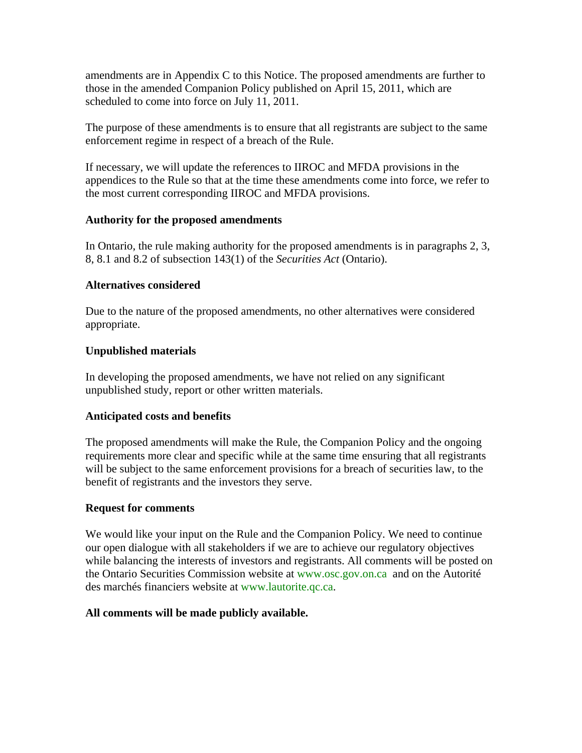amendments are in Appendix C to this Notice. The proposed amendments are further to those in the amended Companion Policy published on April 15, 2011, which are scheduled to come into force on July 11, 2011.

The purpose of these amendments is to ensure that all registrants are subject to the same enforcement regime in respect of a breach of the Rule.

If necessary, we will update the references to IIROC and MFDA provisions in the appendices to the Rule so that at the time these amendments come into force, we refer to the most current corresponding IIROC and MFDA provisions.

**Authority for the proposed amendments**

In Ontario, the rule making authority for the proposed amendments is in paragraphs 2, 3, 8, 8.1 and 8.2 of subsection 143(1) of the *Securities Act* (Ontario).

**Alternatives considered**

Due to the nature of the proposed amendments, no other alternatives were considered appropriate.

**Unpublished materials**

In developing the proposed amendments, we have not relied on any significant unpublished study, report or other written materials.

**Anticipated costs and benefits**

The proposed amendments will make the Rule, the Companion Policy and the ongoing requirements more clear and specific while at the same time ensuring that all registrants will be subject to the same enforcement provisions for a breach of securities law, to the benefit of registrants and the investors they serve.

**Request for comments**

We would like your input on the Rule and the Companion Policy. We need to continue our open dialogue with all stakeholders if we are to achieve our regulatory objectives while balancing the interests of investors and registrants. All comments will be posted on the Ontario Securities Commission website at www.osc.gov.on.ca and on the Autorité des marchés financiers website at www.lautorite.qc.ca.

**All comments will be made publicly available.**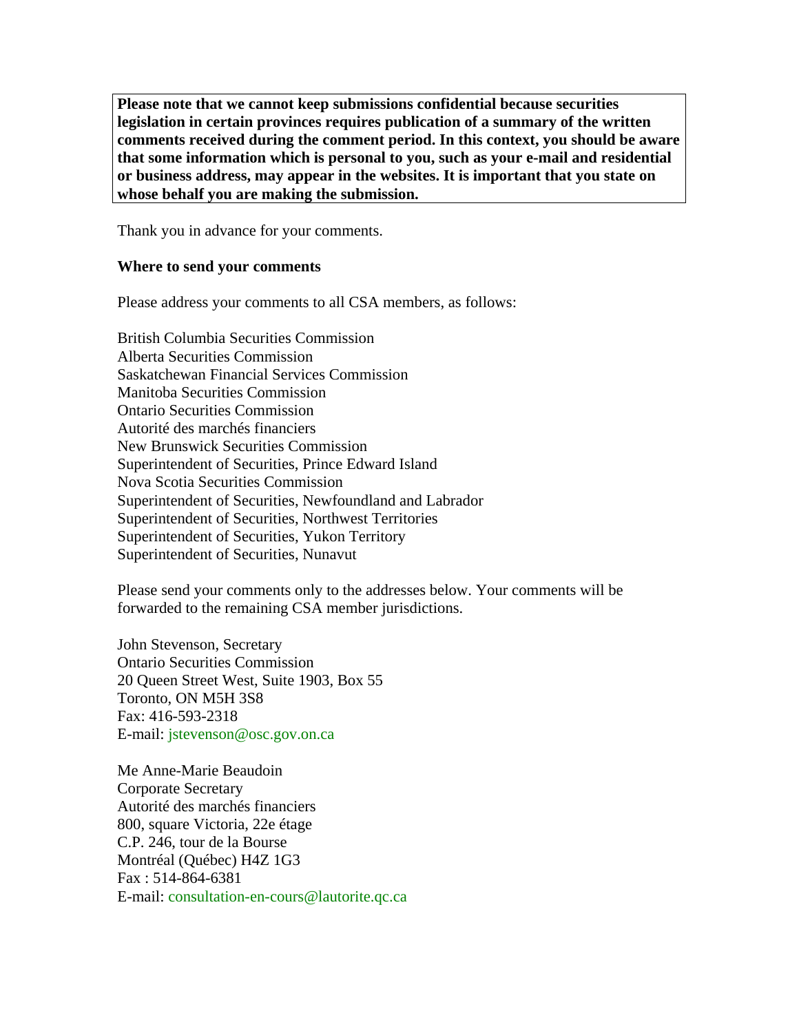**Please note that we cannot keep submissions confidential because securities legislation in certain provinces requires publication of a summary of the written comments received during the comment period. In this context, you should be aware that some information which is personal to you, such as your e-mail and residential or business address, may appear in the websites. It is important that you state on whose behalf you are making the submission.**

Thank you in advance for your comments.

**Where to send your comments**

Please address your comments to all CSA members, as follows:

British Columbia Securities Commission  
Alberta Securities Commission  
Saskatchewan Financial Services Commission  
Manitoba Securities Commission  
Ontario Securities Commission  
Autorité des marchés financiers  
New Brunswick Securities Commission  
Superintendent of Securities, Prince Edward Island  
Nova Scotia Securities Commission  
Superintendent of Securities, Newfoundland and Labrador  
Superintendent of Securities, Northwest Territories  
Superintendent of Securities, Yukon Territory  
Superintendent of Securities, Nunavut

Please send your comments only to the addresses below. Your comments will be forwarded to the remaining CSA member jurisdictions.

John Stevenson, Secretary  
Ontario Securities Commission  
20 Queen Street West, Suite 1903, Box 55  
Toronto, ON M5H 3S8  
Fax: 416-593-2318  
E-mail: jstevenson@osc.gov.on.ca

Me Anne-Marie Beaudoin  
Corporate Secretary  
Autorité des marchés financiers  
800, square Victoria, 22e étage  
C.P. 246, tour de la Bourse  
Montréal (Québec) H4Z 1G3  
Fax : 514-864-6381  
E-mail: consultation-en-cours@lautorite.qc.ca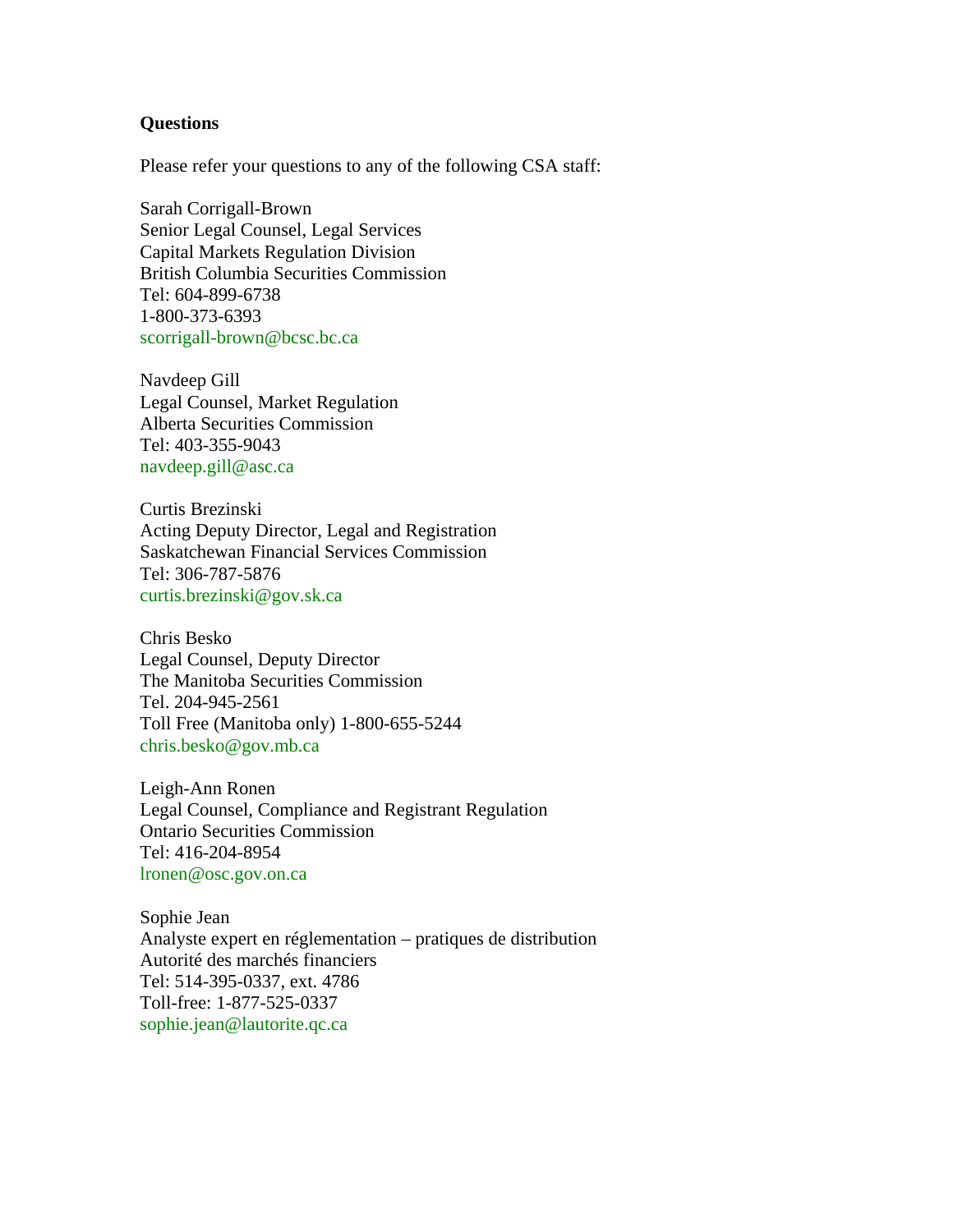**Questions**

Please refer your questions to any of the following CSA staff:

Sarah Corrigall-Brown
Senior Legal Counsel, Legal Services
Capital Markets Regulation Division
British Columbia Securities Commission
Tel: 604-899-6738
1-800-373-6393
scorrigall-brown@bcsc.bc.ca

Navdeep Gill
Legal Counsel, Market Regulation
Alberta Securities Commission
Tel: 403-355-9043
navdeep.gill@asc.ca

Curtis Brezinski
Acting Deputy Director, Legal and Registration
Saskatchewan Financial Services Commission
Tel: 306-787-5876
curtis.brezinski@gov.sk.ca

Chris Besko
Legal Counsel, Deputy Director
The Manitoba Securities Commission
Tel. 204-945-2561
Toll Free (Manitoba only) 1-800-655-5244
chris.besko@gov.mb.ca

Leigh-Ann Ronen
Legal Counsel, Compliance and Registrant Regulation
Ontario Securities Commission
Tel: 416-204-8954
lronen@osc.gov.on.ca

Sophie Jean
Analyste expert en réglementation – pratiques de distribution
Autorité des marchés financiers
Tel: 514-395-0337, ext. 4786
Toll-free: 1-877-525-0337
sophie.jean@lautorite.qc.ca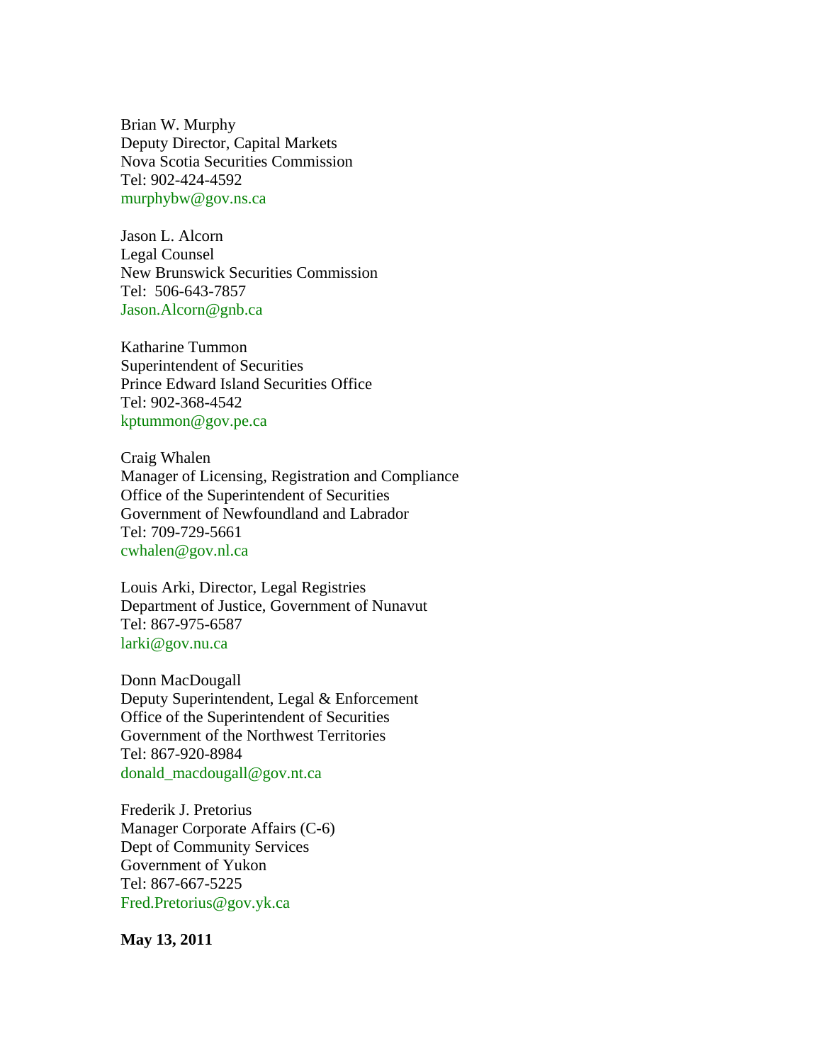Brian W. Murphy
Deputy Director, Capital Markets
Nova Scotia Securities Commission
Tel: 902-424-4592
murphybw@gov.ns.ca

Jason L. Alcorn
Legal Counsel
New Brunswick Securities Commission
Tel: 506-643-7857
Jason.Alcorn@gnb.ca

Katharine Tummon
Superintendent of Securities
Prince Edward Island Securities Office
Tel: 902-368-4542
kptummon@gov.pe.ca

Craig Whalen
Manager of Licensing, Registration and Compliance
Office of the Superintendent of Securities
Government of Newfoundland and Labrador
Tel: 709-729-5661
cwhalen@gov.nl.ca

Louis Arki, Director, Legal Registries
Department of Justice, Government of Nunavut
Tel: 867-975-6587
larki@gov.nu.ca

Donn MacDougall
Deputy Superintendent, Legal & Enforcement
Office of the Superintendent of Securities
Government of the Northwest Territories
Tel: 867-920-8984
donald_macdougall@gov.nt.ca

Frederik J. Pretorius
Manager Corporate Affairs (C-6)
Dept of Community Services
Government of Yukon
Tel: 867-667-5225
Fred.Pretorius@gov.yk.ca

**May 13, 2011**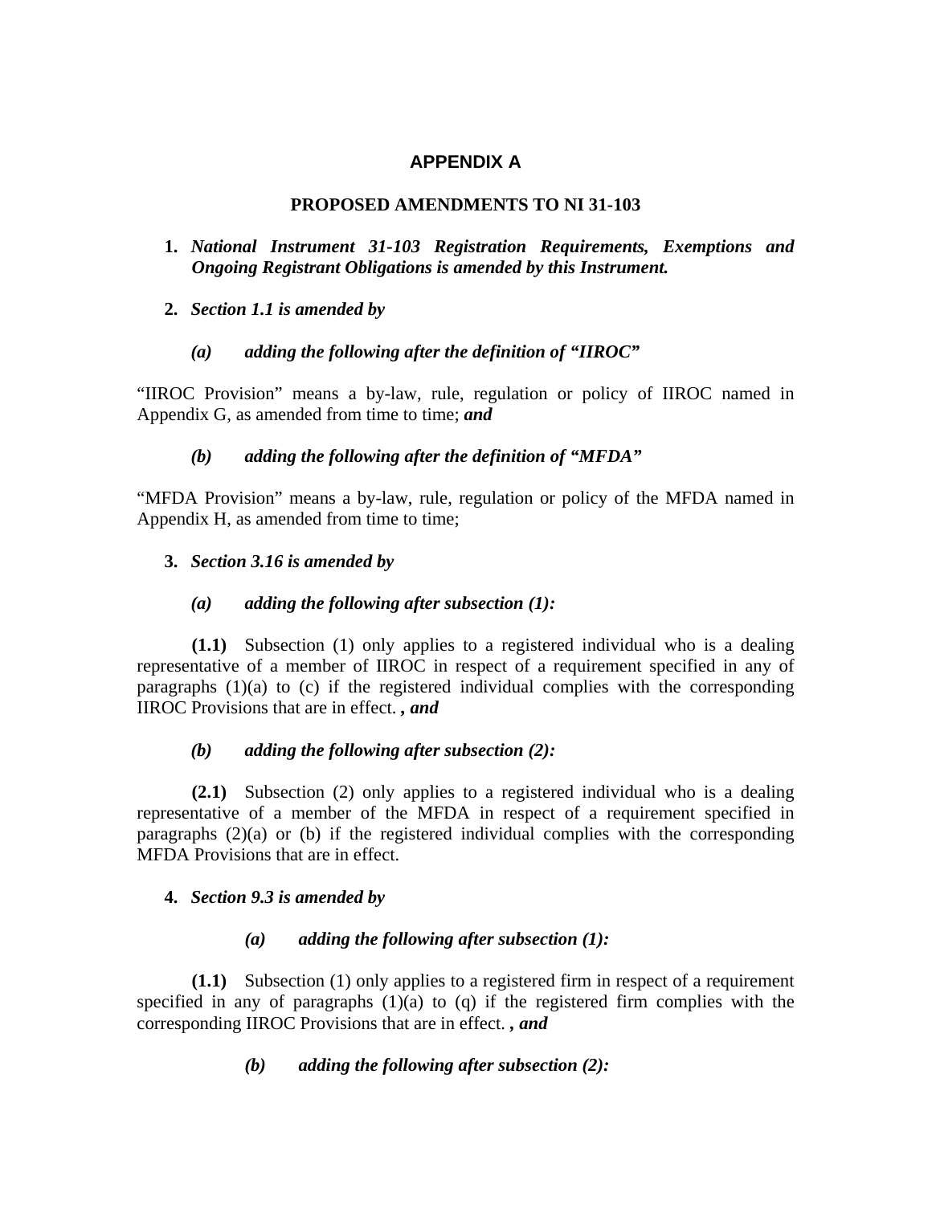## APPENDIX A

### PROPOSED AMENDMENTS TO NI 31-103

**1.** ***National Instrument 31-103 Registration Requirements, Exemptions and Ongoing Registrant Obligations is amended by this Instrument.***

**2.** ***Section 1.1 is amended by***

***(a) adding the following after the definition of "IIROC"***

"IIROC Provision" means a by-law, rule, regulation or policy of IIROC named in Appendix G, as amended from time to time; ***and***

***(b) adding the following after the definition of "MFDA"***

"MFDA Provision" means a by-law, rule, regulation or policy of the MFDA named in Appendix H, as amended from time to time;

**3.** ***Section 3.16 is amended by***

***(a) adding the following after subsection (1):***

**(1.1)** Subsection (1) only applies to a registered individual who is a dealing representative of a member of IIROC in respect of a requirement specified in any of paragraphs (1)(a) to (c) if the registered individual complies with the corresponding IIROC Provisions that are in effect. ***, and***

***(b) adding the following after subsection (2):***

**(2.1)** Subsection (2) only applies to a registered individual who is a dealing representative of a member of the MFDA in respect of a requirement specified in paragraphs (2)(a) or (b) if the registered individual complies with the corresponding MFDA Provisions that are in effect.

**4.** ***Section 9.3 is amended by***

***(a) adding the following after subsection (1):***

**(1.1)** Subsection (1) only applies to a registered firm in respect of a requirement specified in any of paragraphs (1)(a) to (q) if the registered firm complies with the corresponding IIROC Provisions that are in effect. ***, and***

***(b) adding the following after subsection (2):***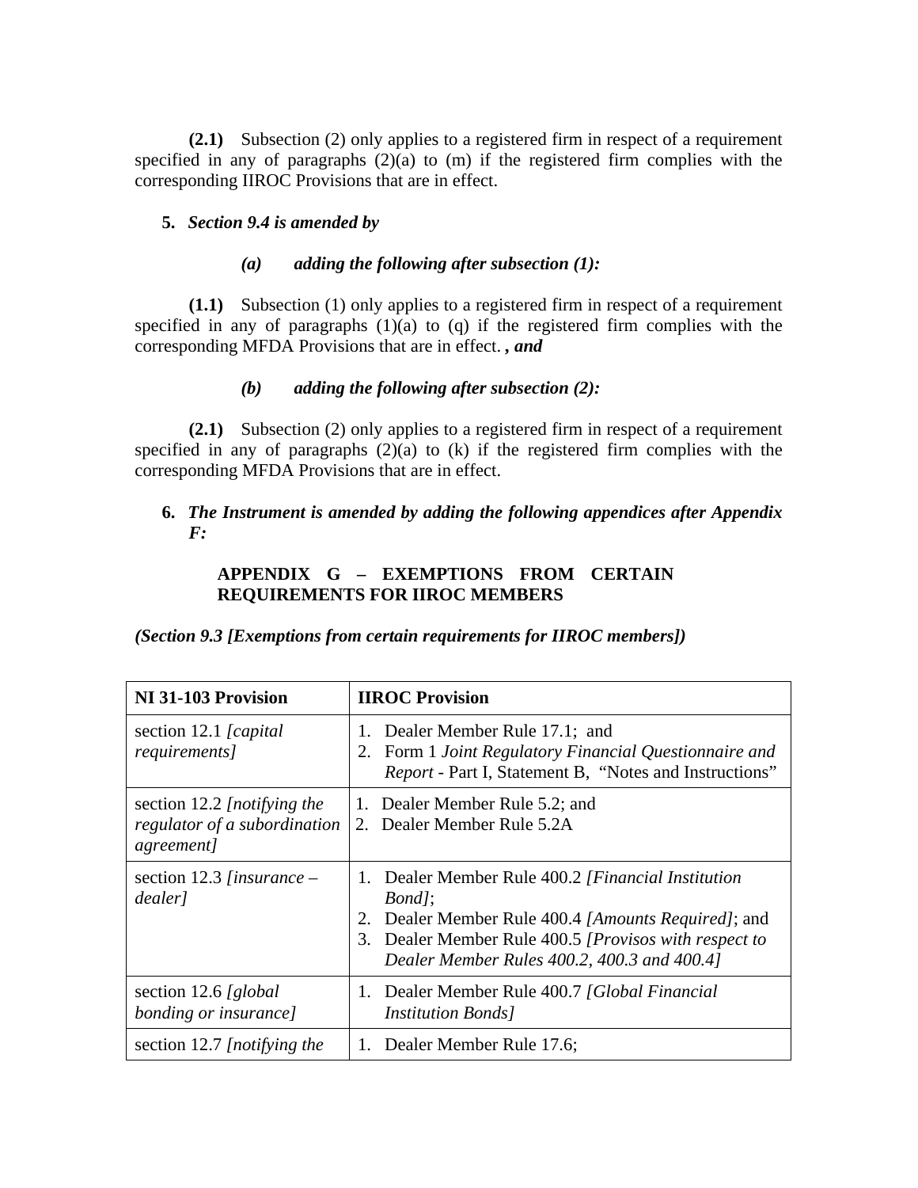**(2.1)** Subsection (2) only applies to a registered firm in respect of a requirement specified in any of paragraphs (2)(a) to (m) if the registered firm complies with the corresponding IIROC Provisions that are in effect.

**5.** ***Section 9.4 is amended by***

***(a) adding the following after subsection (1):***

**(1.1)** Subsection (1) only applies to a registered firm in respect of a requirement specified in any of paragraphs (1)(a) to (q) if the registered firm complies with the corresponding MFDA Provisions that are in effect. ***, and***

***(b) adding the following after subsection (2):***

**(2.1)** Subsection (2) only applies to a registered firm in respect of a requirement specified in any of paragraphs (2)(a) to (k) if the registered firm complies with the corresponding MFDA Provisions that are in effect.

**6.** ***The Instrument is amended by adding the following appendices after Appendix F:***

**APPENDIX G – EXEMPTIONS FROM CERTAIN REQUIREMENTS FOR IIROC MEMBERS**

***(Section 9.3 [Exemptions from certain requirements for IIROC members])***

| NI 31-103 Provision | IIROC Provision |
|---|---|
| section 12.1 *[capital requirements]* | 1. Dealer Member Rule 17.1; and<br>2. Form 1 *Joint Regulatory Financial Questionnaire and Report* - Part I, Statement B, "Notes and Instructions" |
| section 12.2 *[notifying the regulator of a subordination agreement]* | 1. Dealer Member Rule 5.2; and<br>2. Dealer Member Rule 5.2A |
| section 12.3 *[insurance – dealer]* | 1. Dealer Member Rule 400.2 *[Financial Institution Bond]*;<br>2. Dealer Member Rule 400.4 *[Amounts Required]*; and<br>3. Dealer Member Rule 400.5 *[Provisos with respect to Dealer Member Rules 400.2, 400.3 and 400.4]* |
| section 12.6 *[global bonding or insurance]* | 1. Dealer Member Rule 400.7 *[Global Financial Institution Bonds]* |
| section 12.7 *[notifying the* | 1. Dealer Member Rule 17.6; |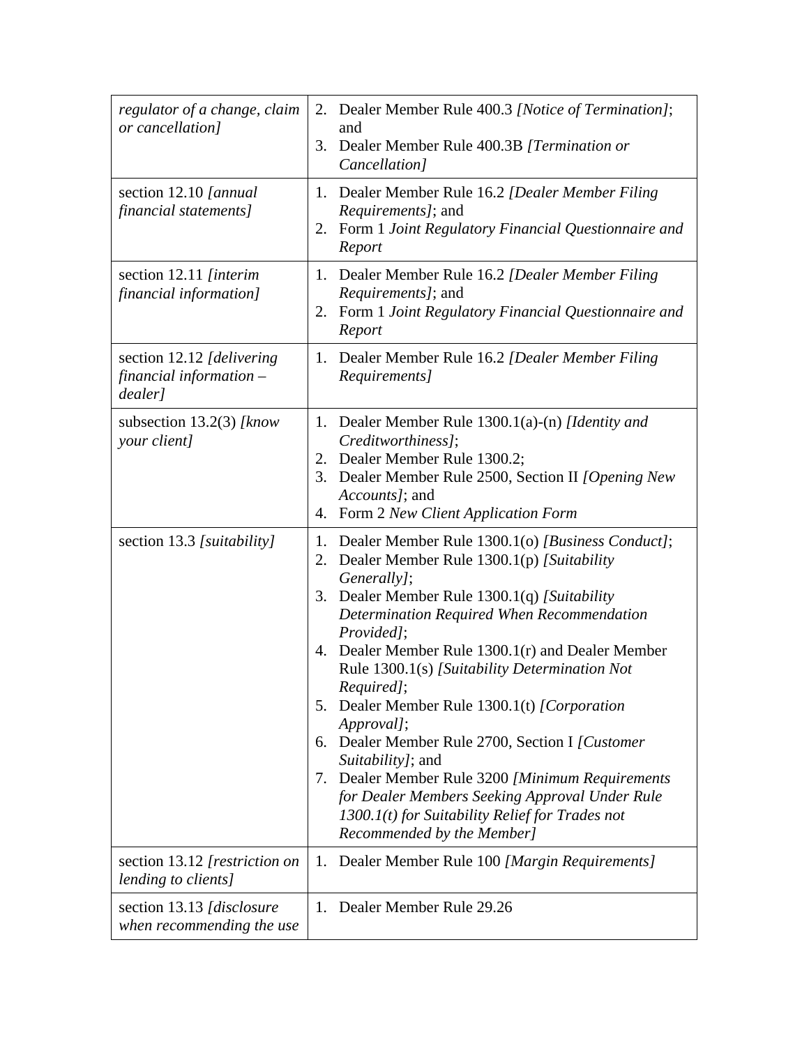| | |
|---|---|
| *regulator of a change, claim or cancellation]* | 2. Dealer Member Rule 400.3 *[Notice of Termination]*; and<br>3. Dealer Member Rule 400.3B *[Termination or Cancellation]* |
| section 12.10 *[annual financial statements]* | 1. Dealer Member Rule 16.2 *[Dealer Member Filing Requirements]*; and<br>2. Form 1 *Joint Regulatory Financial Questionnaire and Report* |
| section 12.11 *[interim financial information]* | 1. Dealer Member Rule 16.2 *[Dealer Member Filing Requirements]*; and<br>2. Form 1 *Joint Regulatory Financial Questionnaire and Report* |
| section 12.12 *[delivering financial information – dealer]* | 1. Dealer Member Rule 16.2 *[Dealer Member Filing Requirements]* |
| subsection 13.2(3) *[know your client]* | 1. Dealer Member Rule 1300.1(a)-(n) *[Identity and Creditworthiness]*;<br>2. Dealer Member Rule 1300.2;<br>3. Dealer Member Rule 2500, Section II *[Opening New Accounts]*; and<br>4. Form 2 *New Client Application Form* |
| section 13.3 *[suitability]* | 1. Dealer Member Rule 1300.1(o) *[Business Conduct]*;<br>2. Dealer Member Rule 1300.1(p) *[Suitability Generally]*;<br>3. Dealer Member Rule 1300.1(q) *[Suitability Determination Required When Recommendation Provided]*;<br>4. Dealer Member Rule 1300.1(r) and Dealer Member Rule 1300.1(s) *[Suitability Determination Not Required]*;<br>5. Dealer Member Rule 1300.1(t) *[Corporation Approval]*;<br>6. Dealer Member Rule 2700, Section I *[Customer Suitability]*; and<br>7. Dealer Member Rule 3200 *[Minimum Requirements for Dealer Members Seeking Approval Under Rule 1300.1(t) for Suitability Relief for Trades not Recommended by the Member]* |
| section 13.12 *[restriction on lending to clients]* | 1. Dealer Member Rule 100 *[Margin Requirements]* |
| section 13.13 *[disclosure when recommending the use* | 1. Dealer Member Rule 29.26 |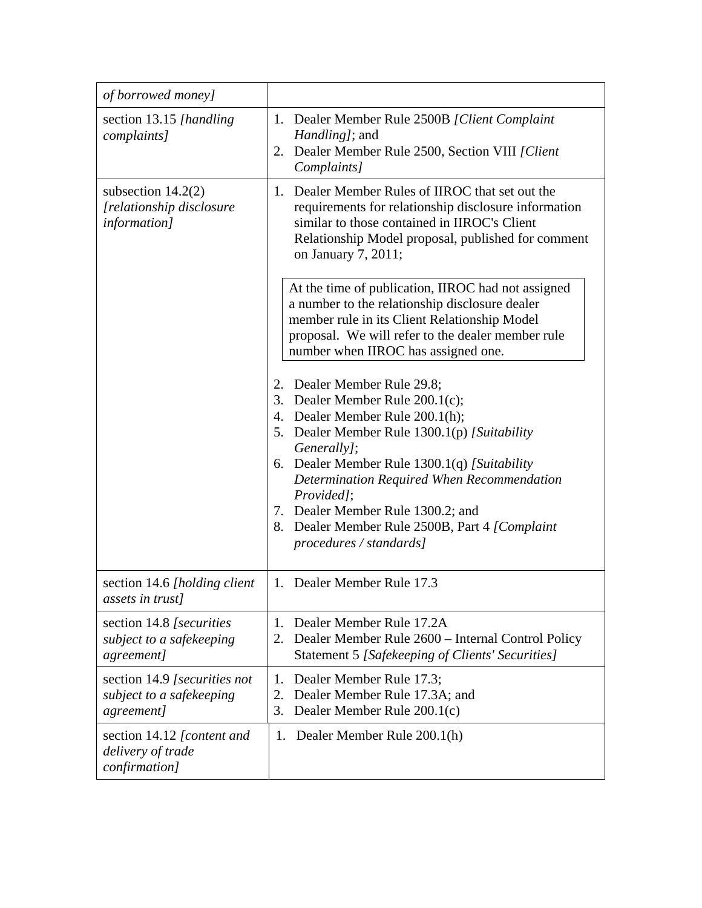| | |
|---|---|
| *of borrowed money]* | |
| section 13.15 *[handling complaints]* | 1. Dealer Member Rule 2500B *[Client Complaint Handling]*; and<br>2. Dealer Member Rule 2500, Section VIII *[Client Complaints]* |
| subsection 14.2(2) *[relationship disclosure information]* | 1. Dealer Member Rules of IIROC that set out the requirements for relationship disclosure information similar to those contained in IIROC's Client Relationship Model proposal, published for comment on January 7, 2011;<br><br>At the time of publication, IIROC had not assigned a number to the relationship disclosure dealer member rule in its Client Relationship Model proposal. We will refer to the dealer member rule number when IIROC has assigned one.<br><br>2. Dealer Member Rule 29.8;<br>3. Dealer Member Rule 200.1(c);<br>4. Dealer Member Rule 200.1(h);<br>5. Dealer Member Rule 1300.1(p) *[Suitability Generally]*;<br>6. Dealer Member Rule 1300.1(q) *[Suitability Determination Required When Recommendation Provided]*;<br>7. Dealer Member Rule 1300.2; and<br>8. Dealer Member Rule 2500B, Part 4 *[Complaint procedures / standards]* |
| section 14.6 *[holding client assets in trust]* | 1. Dealer Member Rule 17.3 |
| section 14.8 *[securities subject to a safekeeping agreement]* | 1. Dealer Member Rule 17.2A<br>2. Dealer Member Rule 2600 – Internal Control Policy Statement 5 *[Safekeeping of Clients' Securities]* |
| section 14.9 *[securities not subject to a safekeeping agreement]* | 1. Dealer Member Rule 17.3;<br>2. Dealer Member Rule 17.3A; and<br>3. Dealer Member Rule 200.1(c) |
| section 14.12 *[content and delivery of trade confirmation]* | 1. Dealer Member Rule 200.1(h) |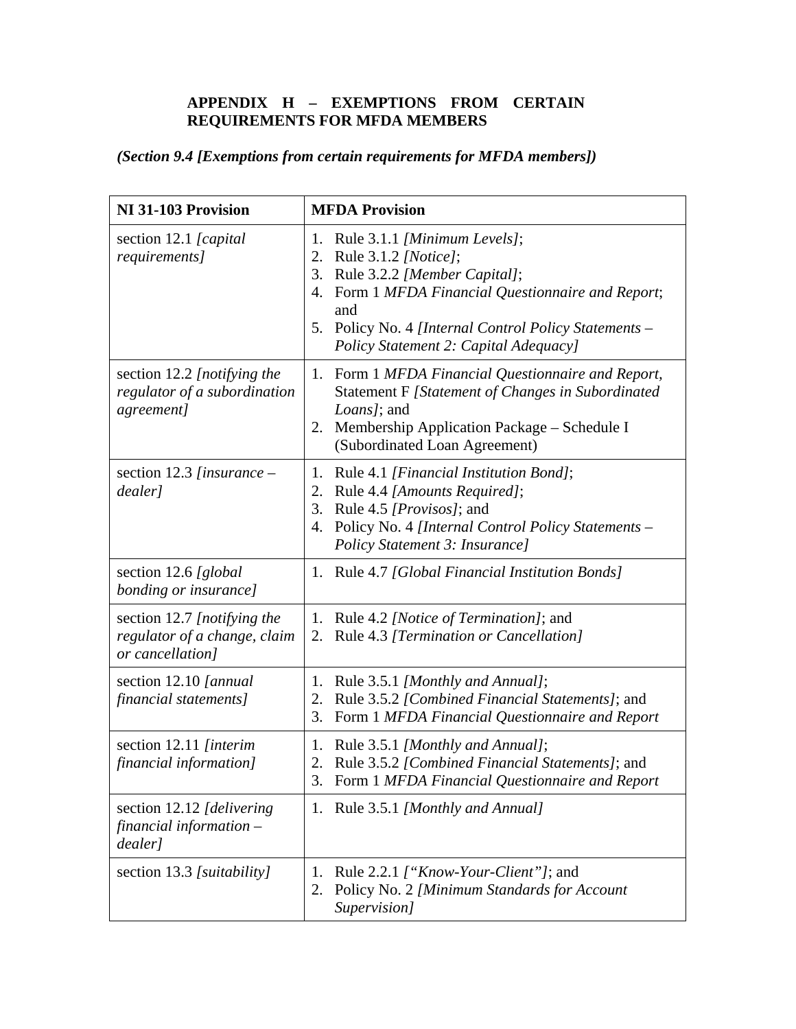## APPENDIX H – EXEMPTIONS FROM CERTAIN REQUIREMENTS FOR MFDA MEMBERS

***(Section 9.4 [Exemptions from certain requirements for MFDA members])***

| **NI 31-103 Provision** | **MFDA Provision** |
|---|---|
| section 12.1 *[capital requirements]* | 1. Rule 3.1.1 *[Minimum Levels]*;<br>2. Rule 3.1.2 *[Notice]*;<br>3. Rule 3.2.2 *[Member Capital]*;<br>4. Form 1 *MFDA Financial Questionnaire and Report*; and<br>5. Policy No. 4 *[Internal Control Policy Statements – Policy Statement 2: Capital Adequacy]* |
| section 12.2 *[notifying the regulator of a subordination agreement]* | 1. Form 1 *MFDA Financial Questionnaire and Report,* Statement F *[Statement of Changes in Subordinated Loans]*; and<br>2. Membership Application Package – Schedule I (Subordinated Loan Agreement) |
| section 12.3 *[insurance – dealer]* | 1. Rule 4.1 *[Financial Institution Bond]*;<br>2. Rule 4.4 *[Amounts Required]*;<br>3. Rule 4.5 *[Provisos]*; and<br>4. Policy No. 4 *[Internal Control Policy Statements – Policy Statement 3: Insurance]* |
| section 12.6 *[global bonding or insurance]* | 1. Rule 4.7 *[Global Financial Institution Bonds]* |
| section 12.7 *[notifying the regulator of a change, claim or cancellation]* | 1. Rule 4.2 *[Notice of Termination]*; and<br>2. Rule 4.3 *[Termination or Cancellation]* |
| section 12.10 *[annual financial statements]* | 1. Rule 3.5.1 *[Monthly and Annual]*;<br>2. Rule 3.5.2 *[Combined Financial Statements]*; and<br>3. Form 1 *MFDA Financial Questionnaire and Report* |
| section 12.11 *[interim financial information]* | 1. Rule 3.5.1 *[Monthly and Annual]*;<br>2. Rule 3.5.2 *[Combined Financial Statements]*; and<br>3. Form 1 *MFDA Financial Questionnaire and Report* |
| section 12.12 *[delivering financial information – dealer]* | 1. Rule 3.5.1 *[Monthly and Annual]* |
| section 13.3 *[suitability]* | 1. Rule 2.2.1 *["Know-Your-Client"]*; and<br>2. Policy No. 2 *[Minimum Standards for Account Supervision]* |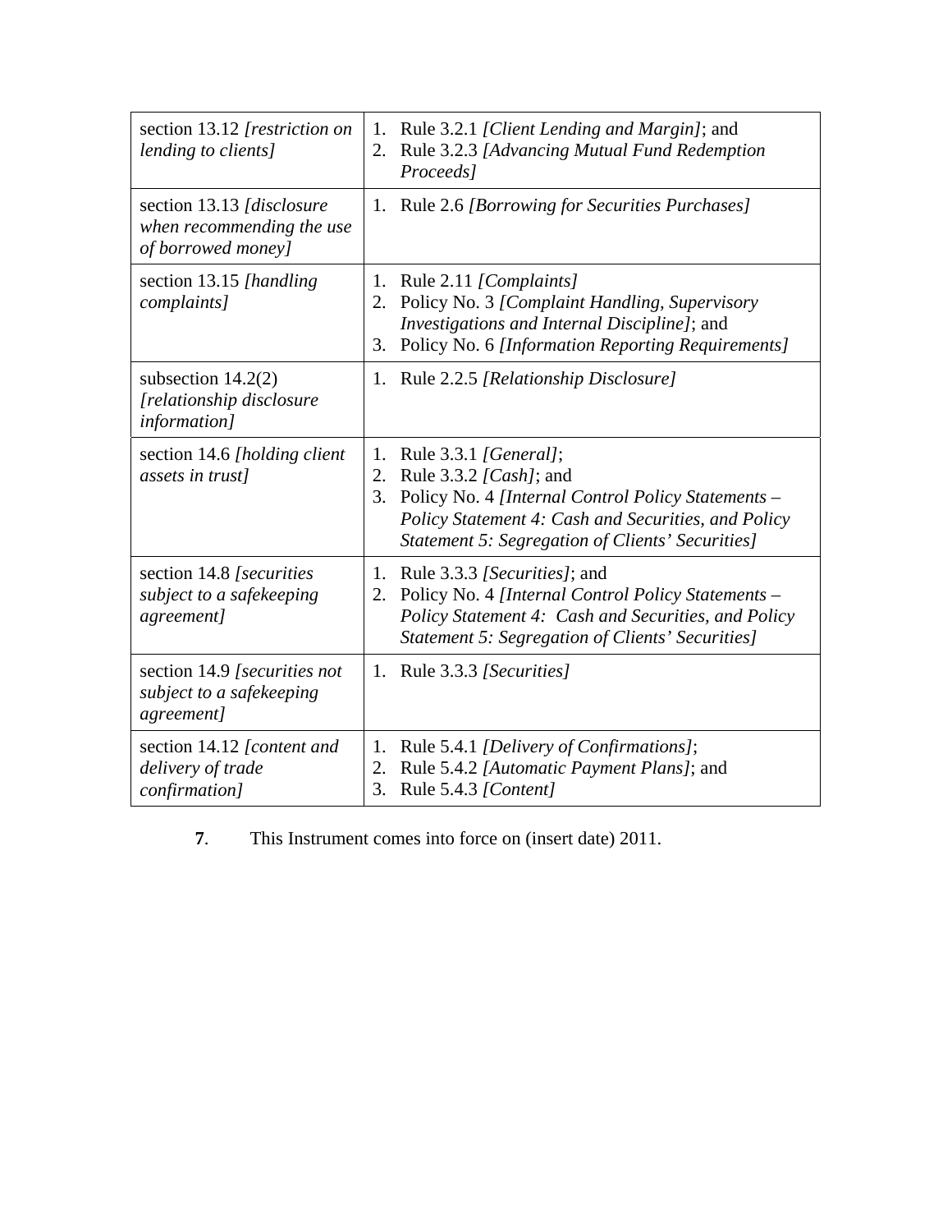| | |
|---|---|
| section 13.12 *[restriction on lending to clients]* | 1. Rule 3.2.1 *[Client Lending and Margin]*; and<br>2. Rule 3.2.3 *[Advancing Mutual Fund Redemption Proceeds]* |
| section 13.13 *[disclosure when recommending the use of borrowed money]* | 1. Rule 2.6 *[Borrowing for Securities Purchases]* |
| section 13.15 *[handling complaints]* | 1. Rule 2.11 *[Complaints]*<br>2. Policy No. 3 *[Complaint Handling, Supervisory Investigations and Internal Discipline]*; and<br>3. Policy No. 6 *[Information Reporting Requirements]* |
| subsection 14.2(2) *[relationship disclosure information]* | 1. Rule 2.2.5 *[Relationship Disclosure]* |
| section 14.6 *[holding client assets in trust]* | 1. Rule 3.3.1 *[General]*;<br>2. Rule 3.3.2 *[Cash]*; and<br>3. Policy No. 4 *[Internal Control Policy Statements – Policy Statement 4: Cash and Securities, and Policy Statement 5: Segregation of Clients' Securities]* |
| section 14.8 *[securities subject to a safekeeping agreement]* | 1. Rule 3.3.3 *[Securities]*; and<br>2. Policy No. 4 *[Internal Control Policy Statements – Policy Statement 4: Cash and Securities, and Policy Statement 5: Segregation of Clients' Securities]* |
| section 14.9 *[securities not subject to a safekeeping agreement]* | 1. Rule 3.3.3 *[Securities]* |
| section 14.12 *[content and delivery of trade confirmation]* | 1. Rule 5.4.1 *[Delivery of Confirmations]*;<br>2. Rule 5.4.2 *[Automatic Payment Plans]*; and<br>3. Rule 5.4.3 *[Content]* |

**7**. This Instrument comes into force on (insert date) 2011.